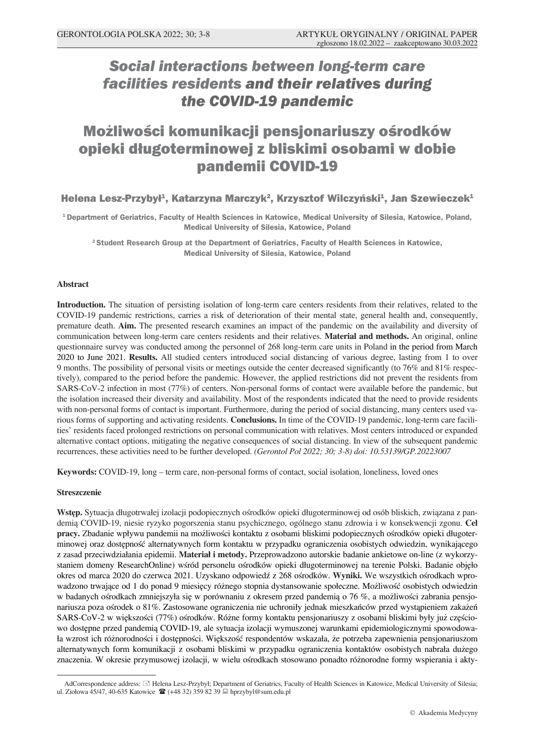ARTYKUŁ ORYGINALNY / ORIGINAL PAPER
zgłoszono 18.02.2022 – zaakceptowano 30.03.2022

# *Social interactions between long-term care facilities residents and their relatives during the COVID-19 pandemic*

# Możliwości komunikacji pensjonariuszy ośrodków opieki długoterminowej z bliskimi osobami w dobie pandemii COVID-19

**Helena Lesz-Przybył[1], Katarzyna Marczyk[2], Krzysztof Wilczyński[1], Jan Szewieczek[1]**

[1] Department of Geriatrics, Faculty of Health Sciences in Katowice, Medical University of Silesia, Katowice, Poland, Medical University of Silesia, Katowice, Poland

[2] Student Research Group at the Department of Geriatrics, Faculty of Health Sciences in Katowice, Medical University of Silesia, Katowice, Poland

### Abstract

**Introduction.** The situation of persisting isolation of long-term care centers residents from their relatives, related to the COVID-19 pandemic restrictions, carries a risk of deterioration of their mental state, general health and, consequently, premature death. **Aim.** The presented research examines an impact of the pandemic on the availability and diversity of communication between long-term care centers residents and their relatives. **Material and methods.** An original, online questionnaire survey was conducted among the personnel of 268 long-term care units in Poland in the period from March 2020 to June 2021. **Results.** All studied centers introduced social distancing of various degree, lasting from 1 to over 9 months. The possibility of personal visits or meetings outside the center decreased significantly (to 76% and 81% respectively), compared to the period before the pandemic. However, the applied restrictions did not prevent the residents from SARS-CoV-2 infection in most (77%) of centers. Non-personal forms of contact were available before the pandemic, but the isolation increased their diversity and availability. Most of the respondents indicated that the need to provide residents with non-personal forms of contact is important. Furthermore, during the period of social distancing, many centers used various forms of supporting and activating residents. **Conclusions.** In time of the COVID-19 pandemic, long-term care facilities' residents faced prolonged restrictions on personal communication with relatives. Most centers introduced or expanded alternative contact options, mitigating the negative consequences of social distancing. In view of the subsequent pandemic recurrences, these activities need to be further developed. *(Gerontol Pol 2022; 30; 3-8) doi: 10.53139/GP.20223007*

**Keywords:** COVID-19, long – term care, non-personal forms of contact, social isolation, loneliness, loved ones

### Streszczenie

**Wstęp.** Sytuacja długotrwałej izolacji podopiecznych ośrodków opieki długoterminowej od osób bliskich, związana z pandemią COVID-19, niesie ryzyko pogorszenia stanu psychicznego, ogólnego stanu zdrowia i w konsekwencji zgonu. **Cel pracy.** Zbadanie wpływu pandemii na możliwości kontaktu z osobami bliskimi podopiecznych ośrodków opieki długoterminowej oraz dostępność alternatywnych form kontaktu w przypadku ograniczenia osobistych odwiedzin, wynikającego z zasad przeciwdziałania epidemii. **Materiał i metody.** Przeprowadzono autorskie badanie ankietowe on-line (z wykorzystaniem domeny ResearchOnline) wśród personelu ośrodków opieki długoterminowej na terenie Polski. Badanie objęło okres od marca 2020 do czerwca 2021. Uzyskano odpowiedź z 268 ośrodków. **Wyniki.** We wszystkich ośrodkach wprowadzono trwające od 1 do ponad 9 miesięcy różnego stopnia dystansowanie społeczne. Możliwość osobistych odwiedzin w badanych ośrodkach zmniejszyła się w porównaniu z okresem przed pandemią o 76 %, a możliwości zabrania pensjonariusza poza ośrodek o 81%. Zastosowane ograniczenia nie uchroniły jednak mieszkańców przed wystąpieniem zakażeń SARS-CoV-2 w większości (77%) ośrodków. Różne formy kontaktu pensjonariuszy z osobami bliskimi były już częściowo dostępne przed pandemią COVID-19, ale sytuacja izolacji wymuszonej warunkami epidemiologicznymi spowodowała wzrost ich różnorodności i dostępności. Większość respondentów wskazała, że potrzeba zapewnienia pensjonariuszom alternatywnych form komunikacji z osobami bliskimi w przypadku ograniczenia kontaktów osobistych nabrała dużego znaczenia. W okresie przymusowej izolacji, w wielu ośrodkach stosowano ponadto różnorodne formy wspierania i akty-

---

AdCorrespondence address: Helena Lesz-Przybył; Department of Geriatrics, Faculty of Health Sciences in Katowice, Medical University of Silesia; ul. Ziołowa 45/47, 40-635 Katowice ☎ (+48 32) 359 82 39 hprzybyl@sum.edu.pl

© Akademia Medycyny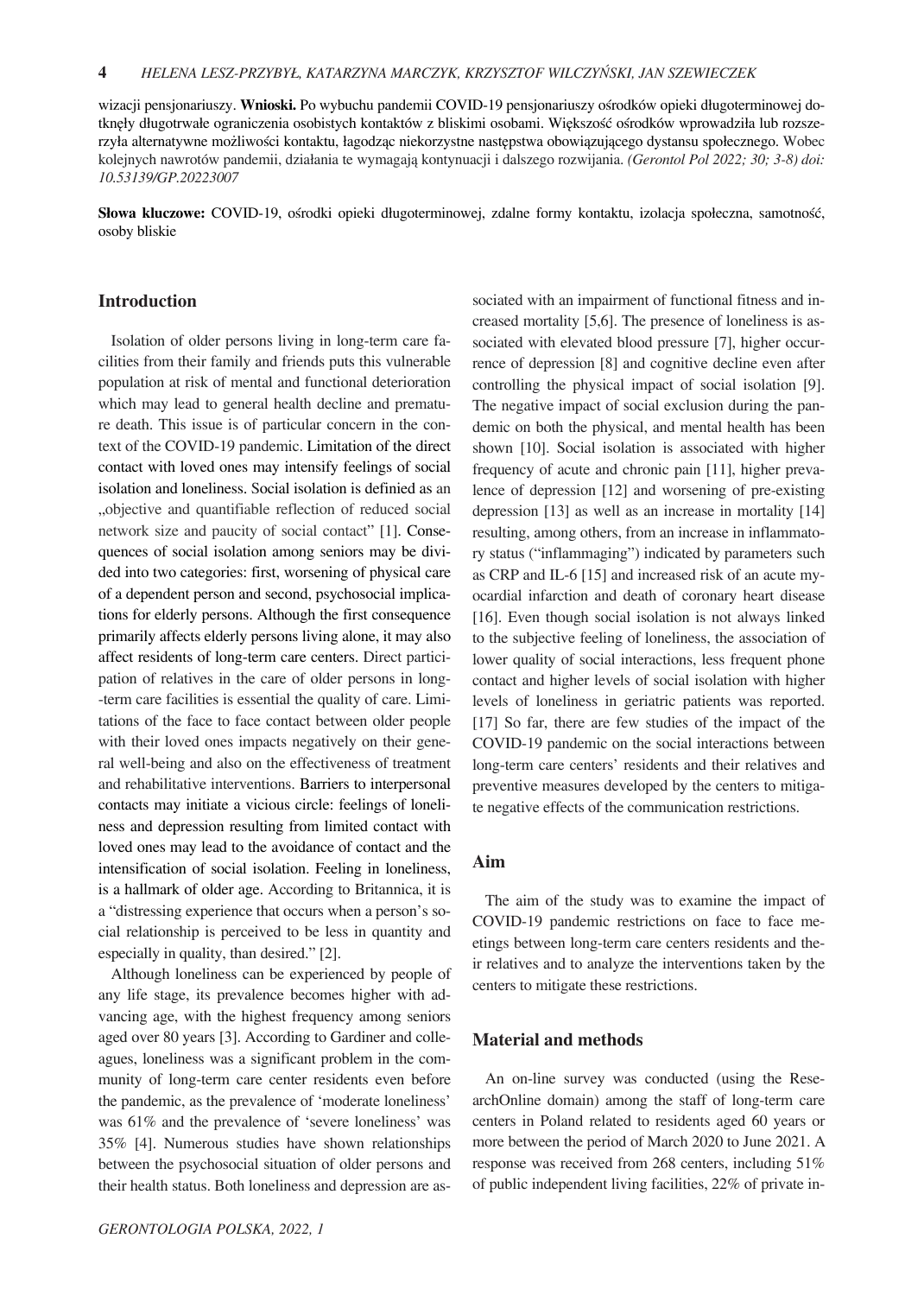wizacji pensjonariuszy. **Wnioski.** Po wybuchu pandemii COVID-19 pensjonariuszy ośrodków opieki długoterminowej dotknęły długotrwałe ograniczenia osobistych kontaktów z bliskimi osobami. Większość ośrodków wprowadziła lub rozszerzyła alternatywne możliwości kontaktu, łagodząc niekorzystne następstwa obowiązującego dystansu społecznego. Wobec kolejnych nawrotów pandemii, działania te wymagają kontynuacji i dalszego rozwijania. *(Gerontol Pol 2022; 30; 3-8) doi: 10.53139/GP.20223007*

**Słowa kluczowe:** COVID-19, ośrodki opieki długoterminowej, zdalne formy kontaktu, izolacja społeczna, samotność, osoby bliskie

## Introduction

Isolation of older persons living in long-term care facilities from their family and friends puts this vulnerable population at risk of mental and functional deterioration which may lead to general health decline and premature death. This issue is of particular concern in the context of the COVID-19 pandemic. Limitation of the direct contact with loved ones may intensify feelings of social isolation and loneliness. Social isolation is defined as an „objective and quantifiable reflection of reduced social network size and paucity of social contact" [1]. Consequences of social isolation among seniors may be divided into two categories: first, worsening of physical care of a dependent person and second, psychosocial implications for elderly persons. Although the first consequence primarily affects elderly persons living alone, it may also affect residents of long-term care centers. Direct participation of relatives in the care of older persons in long-term care facilities is essential the quality of care. Limitations of the face to face contact between older people with their loved ones impacts negatively on their general well-being and also on the effectiveness of treatment and rehabilitative interventions. Barriers to interpersonal contacts may initiate a vicious circle: feelings of loneliness and depression resulting from limited contact with loved ones may lead to the avoidance of contact and the intensification of social isolation. Feeling in loneliness, is a hallmark of older age. According to Britannica, it is a "distressing experience that occurs when a person's social relationship is perceived to be less in quantity and especially in quality, than desired." [2].

Although loneliness can be experienced by people of any life stage, its prevalence becomes higher with advancing age, with the highest frequency among seniors aged over 80 years [3]. According to Gardiner and colleagues, loneliness was a significant problem in the community of long-term care center residents even before the pandemic, as the prevalence of 'moderate loneliness' was 61% and the prevalence of 'severe loneliness' was 35% [4]. Numerous studies have shown relationships between the psychosocial situation of older persons and their health status. Both loneliness and depression are associated with an impairment of functional fitness and increased mortality [5,6]. The presence of loneliness is associated with elevated blood pressure [7], higher occurrence of depression [8] and cognitive decline even after controlling the physical impact of social isolation [9]. The negative impact of social exclusion during the pandemic on both the physical, and mental health has been shown [10]. Social isolation is associated with higher frequency of acute and chronic pain [11], higher prevalence of depression [12] and worsening of pre-existing depression [13] as well as an increase in mortality [14] resulting, among others, from an increase in inflammatory status ("inflammaging") indicated by parameters such as CRP and IL-6 [15] and increased risk of an acute myocardial infarction and death of coronary heart disease [16]. Even though social isolation is not always linked to the subjective feeling of loneliness, the association of lower quality of social interactions, less frequent phone contact and higher levels of social isolation with higher levels of loneliness in geriatric patients was reported. [17] So far, there are few studies of the impact of the COVID-19 pandemic on the social interactions between long-term care centers' residents and their relatives and preventive measures developed by the centers to mitigate negative effects of the communication restrictions.

## Aim

The aim of the study was to examine the impact of COVID-19 pandemic restrictions on face to face meetings between long-term care centers residents and their relatives and to analyze the interventions taken by the centers to mitigate these restrictions.

## Material and methods

An on-line survey was conducted (using the ResearchOnline domain) among the staff of long-term care centers in Poland related to residents aged 60 years or more between the period of March 2020 to June 2021. A response was received from 268 centers, including 51% of public independent living facilities, 22% of private in-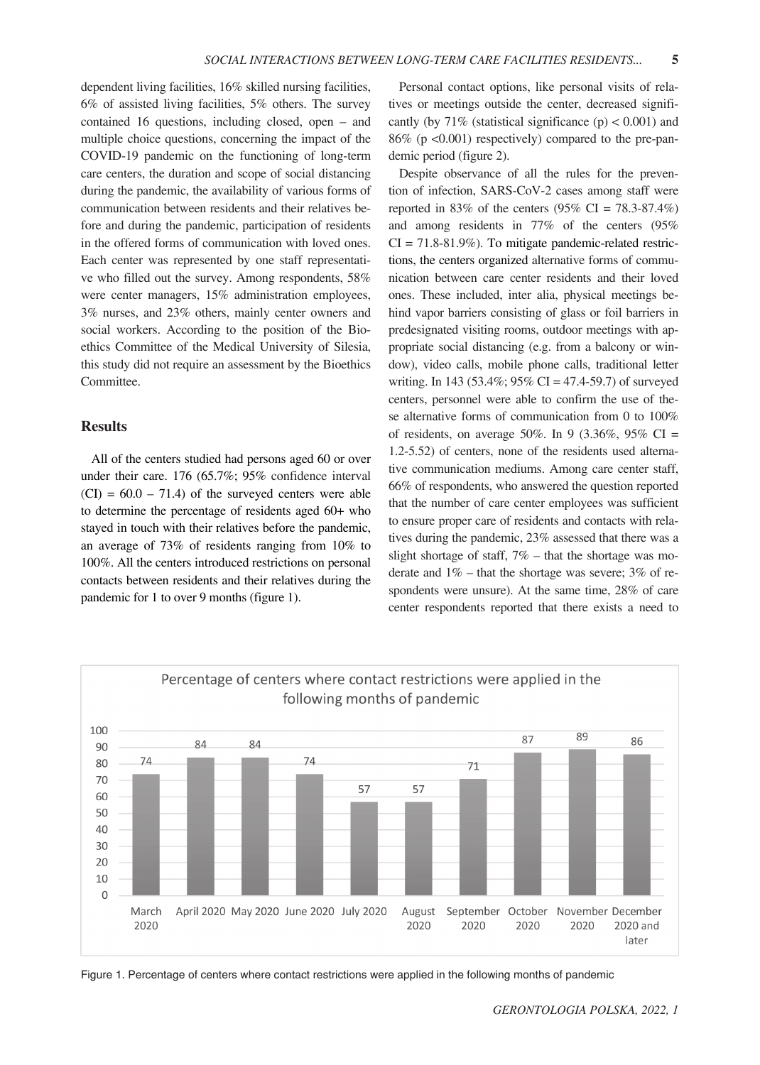dependent living facilities, 16% skilled nursing facilities, 6% of assisted living facilities, 5% others. The survey contained 16 questions, including closed, open – and multiple choice questions, concerning the impact of the COVID-19 pandemic on the functioning of long-term care centers, the duration and scope of social distancing during the pandemic, the availability of various forms of communication between residents and their relatives before and during the pandemic, participation of residents in the offered forms of communication with loved ones. Each center was represented by one staff representative who filled out the survey. Among respondents, 58% were center managers, 15% administration employees, 3% nurses, and 23% others, mainly center owners and social workers. According to the position of the Bioethics Committee of the Medical University of Silesia, this study did not require an assessment by the Bioethics Committee.

## Results

All of the centers studied had persons aged 60 or over under their care. 176 (65.7%; 95% confidence interval (CI) = 60.0 – 71.4) of the surveyed centers were able to determine the percentage of residents aged 60+ who stayed in touch with their relatives before the pandemic, an average of 73% of residents ranging from 10% to 100%. All the centers introduced restrictions on personal contacts between residents and their relatives during the pandemic for 1 to over 9 months (figure 1).

Personal contact options, like personal visits of relatives or meetings outside the center, decreased significantly (by 71% (statistical significance (p) $< 0.001$) and 86% ($p < 0.001$) respectively) compared to the pre-pandemic period (figure 2).

Despite observance of all the rules for the prevention of infection, SARS-CoV-2 cases among staff were reported in 83% of the centers (95% CI = 78.3-87.4%) and among residents in 77% of the centers (95% CI = 71.8-81.9%). To mitigate pandemic-related restrictions, the centers organized alternative forms of communication between care center residents and their loved ones. These included, inter alia, physical meetings behind vapor barriers consisting of glass or foil barriers in predesignated visiting rooms, outdoor meetings with appropriate social distancing (e.g. from a balcony or window), video calls, mobile phone calls, traditional letter writing. In 143 (53.4%; 95% CI = 47.4-59.7) of surveyed centers, personnel were able to confirm the use of these alternative forms of communication from 0 to 100% of residents, on average 50%. In 9 (3.36%, 95% CI = 1.2-5.52) of centers, none of the residents used alternative communication mediums. Among care center staff, 66% of respondents, who answered the question reported that the number of care center employees was sufficient to ensure proper care of residents and contacts with relatives during the pandemic, 23% assessed that there was a slight shortage of staff, 7% – that the shortage was moderate and 1% – that the shortage was severe; 3% of respondents were unsure). At the same time, 28% of care center respondents reported that there exists a need to

Figure 1. Percentage of centers where contact restrictions were applied in the following months of pandemic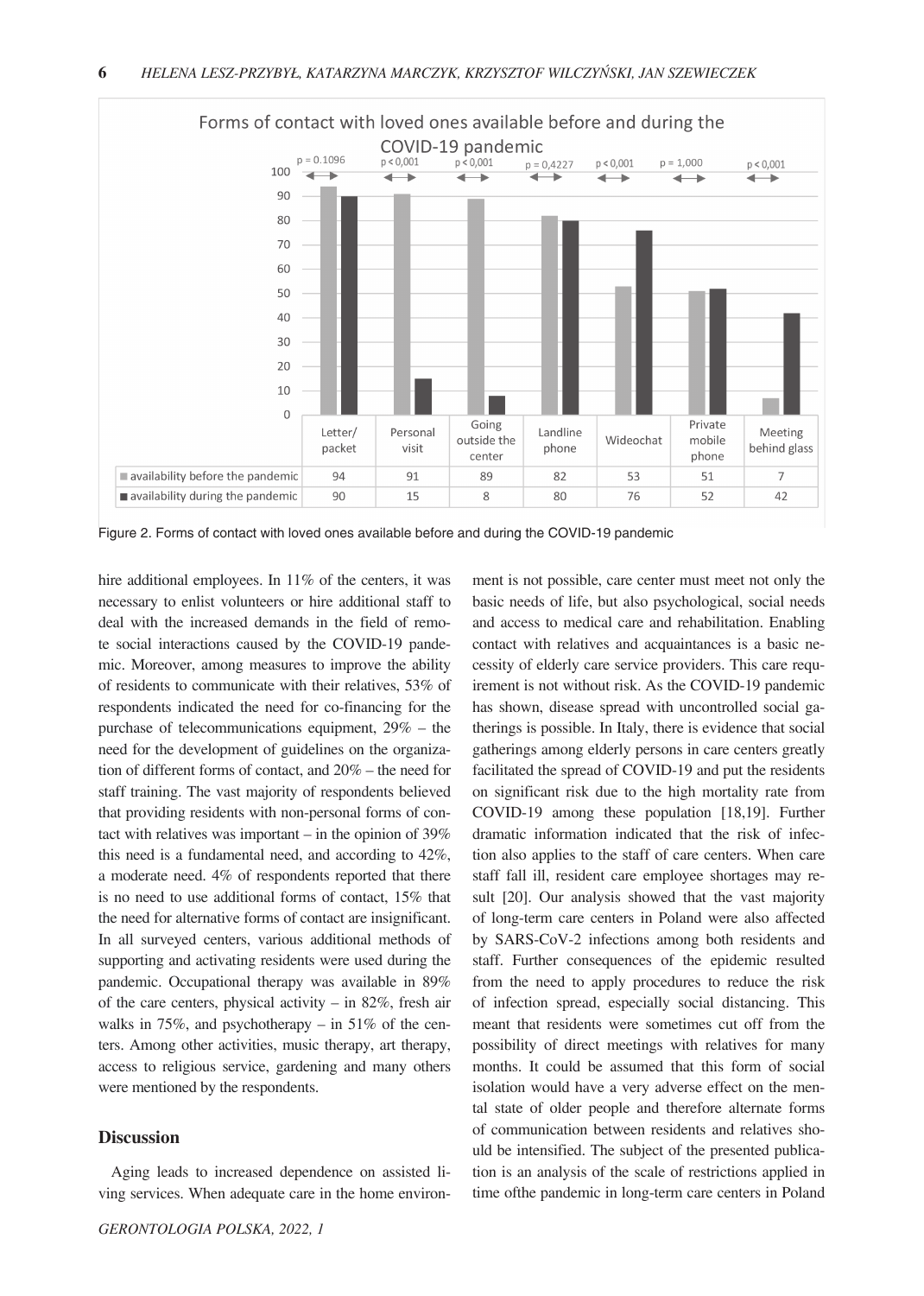| | Letter/packet | Personal visit | Going outside the center | Landline phone | Wideochat | Private mobile phone | Meeting behind glass |
|---|---|---|---|---|---|---|---|
| p-value | p = 0.1096 | p < 0,001 | p < 0,001 | p = 0,4227 | p < 0,001 | p = 1,000 | p < 0,001 |
| availability before the pandemic | 94 | 91 | 89 | 82 | 53 | 51 | 7 |
| availability during the pandemic | 90 | 15 | 8 | 80 | 76 | 52 | 42 |

Figure 2. Forms of contact with loved ones available before and during the COVID-19 pandemic

hire additional employees. In 11% of the centers, it was necessary to enlist volunteers or hire additional staff to deal with the increased demands in the field of remote social interactions caused by the COVID-19 pandemic. Moreover, among measures to improve the ability of residents to communicate with their relatives, 53% of respondents indicated the need for co-financing for the purchase of telecommunications equipment, 29% – the need for the development of guidelines on the organization of different forms of contact, and 20% – the need for staff training. The vast majority of respondents believed that providing residents with non-personal forms of contact with relatives was important – in the opinion of 39% this need is a fundamental need, and according to 42%, a moderate need. 4% of respondents reported that there is no need to use additional forms of contact, 15% that the need for alternative forms of contact are insignificant. In all surveyed centers, various additional methods of supporting and activating residents were used during the pandemic. Occupational therapy was available in 89% of the care centers, physical activity – in 82%, fresh air walks in 75%, and psychotherapy – in 51% of the centers. Among other activities, music therapy, art therapy, access to religious service, gardening and many others were mentioned by the respondents.

## Discussion

Aging leads to increased dependence on assisted living services. When adequate care in the home environment is not possible, care center must meet not only the basic needs of life, but also psychological, social needs and access to medical care and rehabilitation. Enabling contact with relatives and acquaintances is a basic necessity of elderly care service providers. This care requirement is not without risk. As the COVID-19 pandemic has shown, disease spread with uncontrolled social gatherings is possible. In Italy, there is evidence that social gatherings among elderly persons in care centers greatly facilitated the spread of COVID-19 and put the residents on significant risk due to the high mortality rate from COVID-19 among these population [18,19]. Further dramatic information indicated that the risk of infection also applies to the staff of care centers. When care staff fall ill, resident care employee shortages may result [20]. Our analysis showed that the vast majority of long-term care centers in Poland were also affected by SARS-CoV-2 infections among both residents and staff. Further consequences of the epidemic resulted from the need to apply procedures to reduce the risk of infection spread, especially social distancing. This meant that residents were sometimes cut off from the possibility of direct meetings with relatives for many months. It could be assumed that this form of social isolation would have a very adverse effect on the mental state of older people and therefore alternate forms of communication between residents and relatives should be intensified. The subject of the presented publication is an analysis of the scale of restrictions applied in time ofthe pandemic in long-term care centers in Poland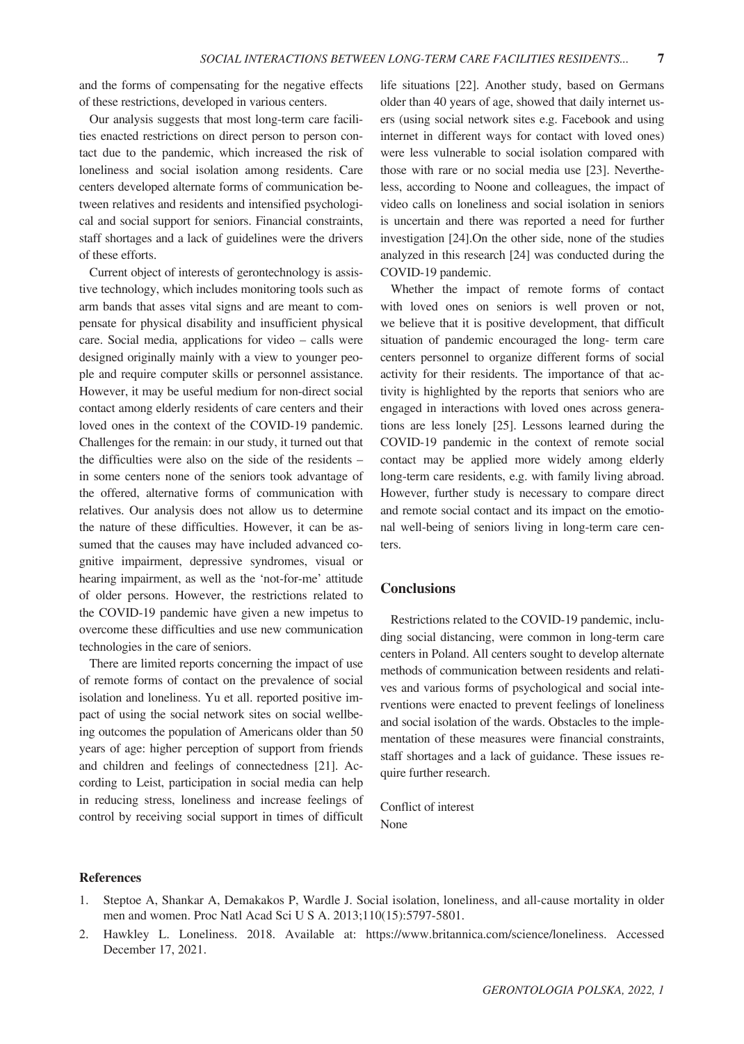and the forms of compensating for the negative effects of these restrictions, developed in various centers.

Our analysis suggests that most long-term care facilities enacted restrictions on direct person to person contact due to the pandemic, which increased the risk of loneliness and social isolation among residents. Care centers developed alternate forms of communication between relatives and residents and intensified psychological and social support for seniors. Financial constraints, staff shortages and a lack of guidelines were the drivers of these efforts.

Current object of interests of gerontechnology is assistive technology, which includes monitoring tools such as arm bands that asses vital signs and are meant to compensate for physical disability and insufficient physical care. Social media, applications for video – calls were designed originally mainly with a view to younger people and require computer skills or personnel assistance. However, it may be useful medium for non-direct social contact among elderly residents of care centers and their loved ones in the context of the COVID-19 pandemic. Challenges for the remain: in our study, it turned out that the difficulties were also on the side of the residents – in some centers none of the seniors took advantage of the offered, alternative forms of communication with relatives. Our analysis does not allow us to determine the nature of these difficulties. However, it can be assumed that the causes may have included advanced cognitive impairment, depressive syndromes, visual or hearing impairment, as well as the 'not-for-me' attitude of older persons. However, the restrictions related to the COVID-19 pandemic have given a new impetus to overcome these difficulties and use new communication technologies in the care of seniors.

There are limited reports concerning the impact of use of remote forms of contact on the prevalence of social isolation and loneliness. Yu et all. reported positive impact of using the social network sites on social wellbeing outcomes the population of Americans older than 50 years of age: higher perception of support from friends and children and feelings of connectedness [21]. According to Leist, participation in social media can help in reducing stress, loneliness and increase feelings of control by receiving social support in times of difficult life situations [22]. Another study, based on Germans older than 40 years of age, showed that daily internet users (using social network sites e.g. Facebook and using internet in different ways for contact with loved ones) were less vulnerable to social isolation compared with those with rare or no social media use [23]. Nevertheless, according to Noone and colleagues, the impact of video calls on loneliness and social isolation in seniors is uncertain and there was reported a need for further investigation [24].On the other side, none of the studies analyzed in this research [24] was conducted during the COVID-19 pandemic.

Whether the impact of remote forms of contact with loved ones on seniors is well proven or not, we believe that it is positive development, that difficult situation of pandemic encouraged the long- term care centers personnel to organize different forms of social activity for their residents. The importance of that activity is highlighted by the reports that seniors who are engaged in interactions with loved ones across generations are less lonely [25]. Lessons learned during the COVID-19 pandemic in the context of remote social contact may be applied more widely among elderly long-term care residents, e.g. with family living abroad. However, further study is necessary to compare direct and remote social contact and its impact on the emotional well-being of seniors living in long-term care centers.

## Conclusions

Restrictions related to the COVID-19 pandemic, including social distancing, were common in long-term care centers in Poland. All centers sought to develop alternate methods of communication between residents and relatives and various forms of psychological and social interventions were enacted to prevent feelings of loneliness and social isolation of the wards. Obstacles to the implementation of these measures were financial constraints, staff shortages and a lack of guidance. These issues require further research.

Conflict of interest
None

## References

1. Steptoe A, Shankar A, Demakakos P, Wardle J. Social isolation, loneliness, and all-cause mortality in older men and women. Proc Natl Acad Sci U S A. 2013;110(15):5797-5801.
2. Hawkley L. Loneliness. 2018. Available at: https://www.britannica.com/science/loneliness. Accessed December 17, 2021.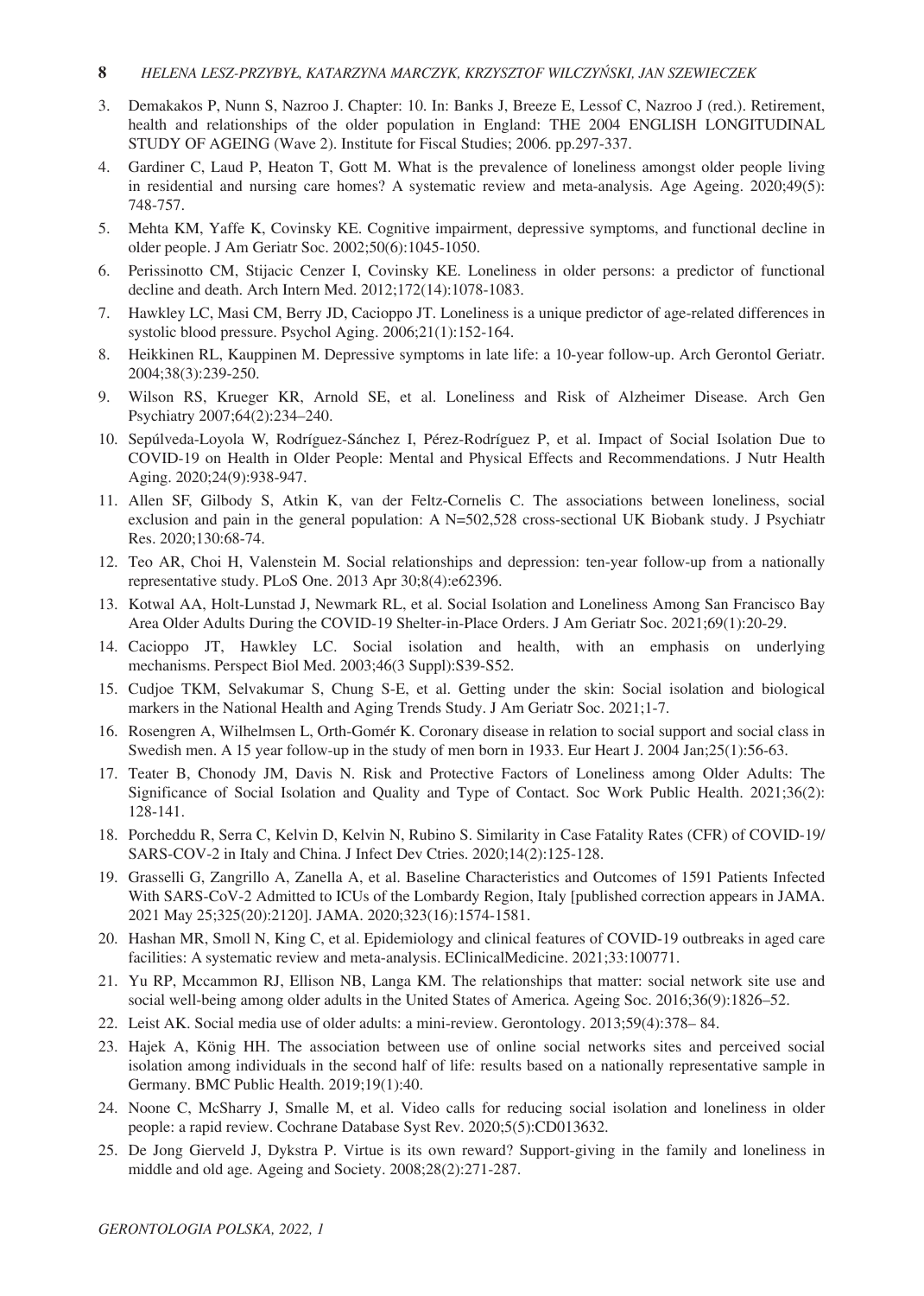3. Demakakos P, Nunn S, Nazroo J. Chapter: 10. In: Banks J, Breeze E, Lessof C, Nazroo J (red.). Retirement, health and relationships of the older population in England: THE 2004 ENGLISH LONGITUDINAL STUDY OF AGEING (Wave 2). Institute for Fiscal Studies; 2006. pp.297-337.
4. Gardiner C, Laud P, Heaton T, Gott M. What is the prevalence of loneliness amongst older people living in residential and nursing care homes? A systematic review and meta-analysis. Age Ageing. 2020;49(5): 748-757.
5. Mehta KM, Yaffe K, Covinsky KE. Cognitive impairment, depressive symptoms, and functional decline in older people. J Am Geriatr Soc. 2002;50(6):1045-1050.
6. Perissinotto CM, Stijacic Cenzer I, Covinsky KE. Loneliness in older persons: a predictor of functional decline and death. Arch Intern Med. 2012;172(14):1078-1083.
7. Hawkley LC, Masi CM, Berry JD, Cacioppo JT. Loneliness is a unique predictor of age-related differences in systolic blood pressure. Psychol Aging. 2006;21(1):152-164.
8. Heikkinen RL, Kauppinen M. Depressive symptoms in late life: a 10-year follow-up. Arch Gerontol Geriatr. 2004;38(3):239-250.
9. Wilson RS, Krueger KR, Arnold SE, et al. Loneliness and Risk of Alzheimer Disease. Arch Gen Psychiatry 2007;64(2):234–240.
10. Sepúlveda-Loyola W, Rodríguez-Sánchez I, Pérez-Rodríguez P, et al. Impact of Social Isolation Due to COVID-19 on Health in Older People: Mental and Physical Effects and Recommendations. J Nutr Health Aging. 2020;24(9):938-947.
11. Allen SF, Gilbody S, Atkin K, van der Feltz-Cornelis C. The associations between loneliness, social exclusion and pain in the general population: A N=502,528 cross-sectional UK Biobank study. J Psychiatr Res. 2020;130:68-74.
12. Teo AR, Choi H, Valenstein M. Social relationships and depression: ten-year follow-up from a nationally representative study. PLoS One. 2013 Apr 30;8(4):e62396.
13. Kotwal AA, Holt-Lunstad J, Newmark RL, et al. Social Isolation and Loneliness Among San Francisco Bay Area Older Adults During the COVID-19 Shelter-in-Place Orders. J Am Geriatr Soc. 2021;69(1):20-29.
14. Cacioppo JT, Hawkley LC. Social isolation and health, with an emphasis on underlying mechanisms. Perspect Biol Med. 2003;46(3 Suppl):S39-S52.
15. Cudjoe TKM, Selvakumar S, Chung S-E, et al. Getting under the skin: Social isolation and biological markers in the National Health and Aging Trends Study. J Am Geriatr Soc. 2021;1-7.
16. Rosengren A, Wilhelmsen L, Orth-Gomér K. Coronary disease in relation to social support and social class in Swedish men. A 15 year follow-up in the study of men born in 1933. Eur Heart J. 2004 Jan;25(1):56-63.
17. Teater B, Chonody JM, Davis N. Risk and Protective Factors of Loneliness among Older Adults: The Significance of Social Isolation and Quality and Type of Contact. Soc Work Public Health. 2021;36(2): 128-141.
18. Porcheddu R, Serra C, Kelvin D, Kelvin N, Rubino S. Similarity in Case Fatality Rates (CFR) of COVID-19/ SARS-COV-2 in Italy and China. J Infect Dev Ctries. 2020;14(2):125-128.
19. Grasselli G, Zangrillo A, Zanella A, et al. Baseline Characteristics and Outcomes of 1591 Patients Infected With SARS-CoV-2 Admitted to ICUs of the Lombardy Region, Italy [published correction appears in JAMA. 2021 May 25;325(20):2120]. JAMA. 2020;323(16):1574-1581.
20. Hashan MR, Smoll N, King C, et al. Epidemiology and clinical features of COVID-19 outbreaks in aged care facilities: A systematic review and meta-analysis. EClinicalMedicine. 2021;33:100771.
21. Yu RP, Mccammon RJ, Ellison NB, Langa KM. The relationships that matter: social network site use and social well-being among older adults in the United States of America. Ageing Soc. 2016;36(9):1826–52.
22. Leist AK. Social media use of older adults: a mini-review. Gerontology. 2013;59(4):378– 84.
23. Hajek A, König HH. The association between use of online social networks sites and perceived social isolation among individuals in the second half of life: results based on a nationally representative sample in Germany. BMC Public Health. 2019;19(1):40.
24. Noone C, McSharry J, Smalle M, et al. Video calls for reducing social isolation and loneliness in older people: a rapid review. Cochrane Database Syst Rev. 2020;5(5):CD013632.
25. De Jong Gierveld J, Dykstra P. Virtue is its own reward? Support-giving in the family and loneliness in middle and old age. Ageing and Society. 2008;28(2):271-287.